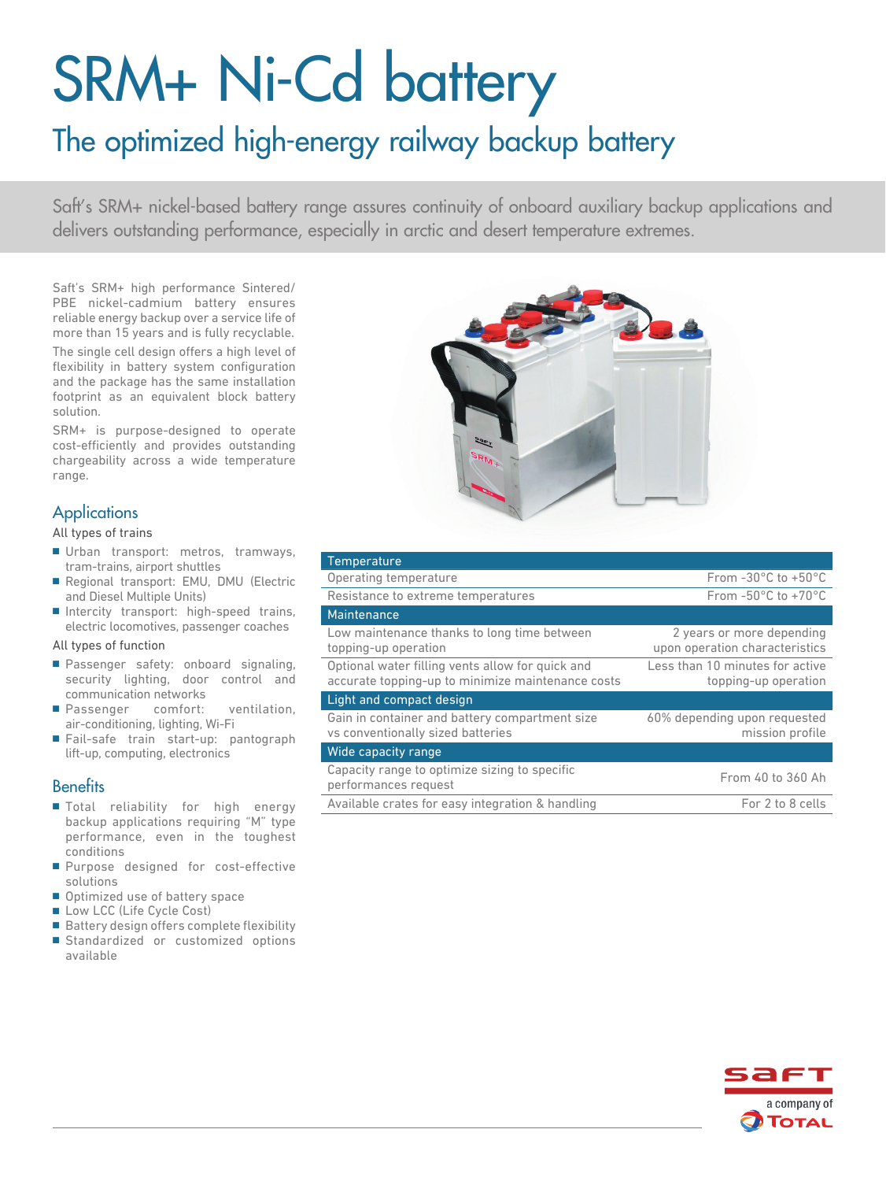# SRM+ Ni-Cd battery

## The optimized high-energy railway backup battery

Saft's SRM+ nickel-based battery range assures continuity of onboard auxiliary backup applications and delivers outstanding performance, especially in arctic and desert temperature extremes.

Saft's SRM+ high performance Sintered/PBE nickel-cadmium battery ensures reliable energy backup over a service life of more than 15 years and is fully recyclable.

The single cell design offers a high level of flexibility in battery system configuration and the package has the same installation footprint as an equivalent block battery solution.

SRM+ is purpose-designed to operate cost-efficiently and provides outstanding chargeability across a wide temperature range.

### Applications

All types of trains

- Urban transport: metros, tramways, tram-trains, airport shuttles
- Regional transport: EMU, DMU (Electric and Diesel Multiple Units)
- Intercity transport: high-speed trains, electric locomotives, passenger coaches

All types of function

- Passenger safety: onboard signaling, security lighting, door control and communication networks
- Passenger comfort: ventilation, air-conditioning, lighting, Wi-Fi
- Fail-safe train start-up: pantograph lift-up, computing, electronics

### Benefits

- Total reliability for high energy backup applications requiring "M" type performance, even in the toughest conditions
- Purpose designed for cost-effective solutions
- Optimized use of battery space
- Low LCC (Life Cycle Cost)
- Battery design offers complete flexibility
- Standardized or customized options available

| Temperature | |
|---|---|
| Operating temperature | From -30°C to +50°C |
| Resistance to extreme temperatures | From -50°C to +70°C |
| **Maintenance** | |
| Low maintenance thanks to long time between topping-up operation | 2 years or more depending upon operation characteristics |
| Optional water filling vents allow for quick and accurate topping-up to minimize maintenance costs | Less than 10 minutes for active topping-up operation |
| **Light and compact design** | |
| Gain in container and battery compartment size vs conventionally sized batteries | 60% depending upon requested mission profile |
| **Wide capacity range** | |
| Capacity range to optimize sizing to specific performances request | From 40 to 360 Ah |
| Available crates for easy integration & handling | For 2 to 8 cells |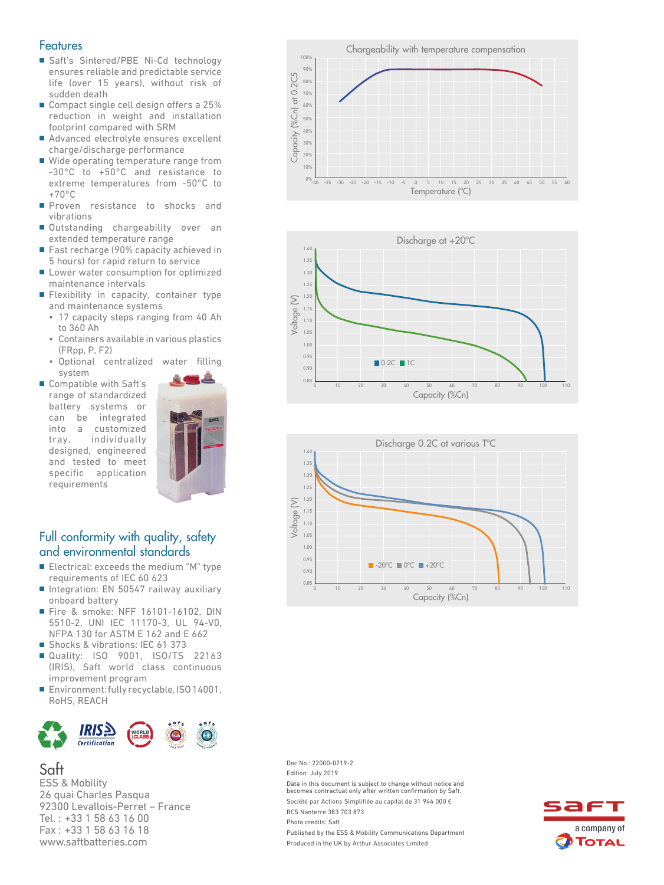## Features

- Saft's Sintered/PBE Ni-Cd technology ensures reliable and predictable service life (over 15 years), without risk of sudden death
- Compact single cell design offers a 25% reduction in weight and installation footprint compared with SRM
- Advanced electrolyte ensures excellent charge/discharge performance
- Wide operating temperature range from -30°C to +50°C and resistance to extreme temperatures from -50°C to +70°C
- Proven resistance to shocks and vibrations
- Outstanding chargeability over an extended temperature range
- Fast recharge (90% capacity achieved in 5 hours) for rapid return to service
- Lower water consumption for optimized maintenance intervals
- Flexibility in capacity, container type and maintenance systems
  - 17 capacity steps ranging from 40 Ah to 360 Ah
  - Containers available in various plastics (FRpp, P, F2)
  - Optional centralized water filling system
- Compatible with Saft's range of standardized battery systems or can be integrated into a customized tray, individually designed, engineered and tested to meet specific application requirements

## Full conformity with quality, safety and environmental standards

- Electrical: exceeds the medium "M" type requirements of IEC 60 623
- Integration: EN 50547 railway auxiliary onboard battery
- Fire & smoke: NFF 16101-16102, DIN 5510-2, UNI IEC 11170-3, UL 94-V0, NFPA 130 for ASTM E 162 and E 662
- Shocks & vibrations: IEC 61 373
- Quality: ISO 9001, ISO/TS 22163 (IRIS), Saft world class continuous improvement program
- Environment: fully recyclable, ISO 14001, RoHS, REACH

Chargeability with temperature compensation
Capacity (%Cn) at 0.2C5
100% 90% 80% 70% 60% 50% 40% 30% 20% 10% 0%
-40 -35 -30 -25 -20 -15 -10 -5 0 5 10 15 20 25 30 35 40 45 50 55 60
Temperature (°C)

Discharge at +20°C
Voltage (V)
1.40 1.35 1.30 1.25 1.20 1.15 1.10 1.05 1.00 0.95 0.90 0.85
0.2C 1C
0 10 20 30 40 50 60 70 80 90 100 110
Capacity (%Cn)

Discharge 0.2C at various T°C
Voltage (V)
1.40 1.35 1.30 1.25 1.20 1.15 1.10 1.05 1.00 0.95 0.90 0.85
-20°C 0°C +20°C
0 10 20 30 40 50 60 70 80 90 100 110
Capacity (%Cn)

Saft
ESS & Mobility
26 quai Charles Pasqua
92300 Levallois-Perret – France
Tel. : +33 1 58 63 16 00
Fax : +33 1 58 63 16 18
www.saftbatteries.com

Doc No.: 22000-0719-2
Edition: July 2019
Data in this document is subject to change without notice and becomes contractual only after written confirmation by Saft.
Société par Actions Simplifiée au capital de 31 944 000 €
RCS Nanterre 383 703 873
Photo credits: Saft
Published by the ESS & Mobility Communications Department
Produced in the UK by Arthur Associates Limited

saft
a company of TOTAL